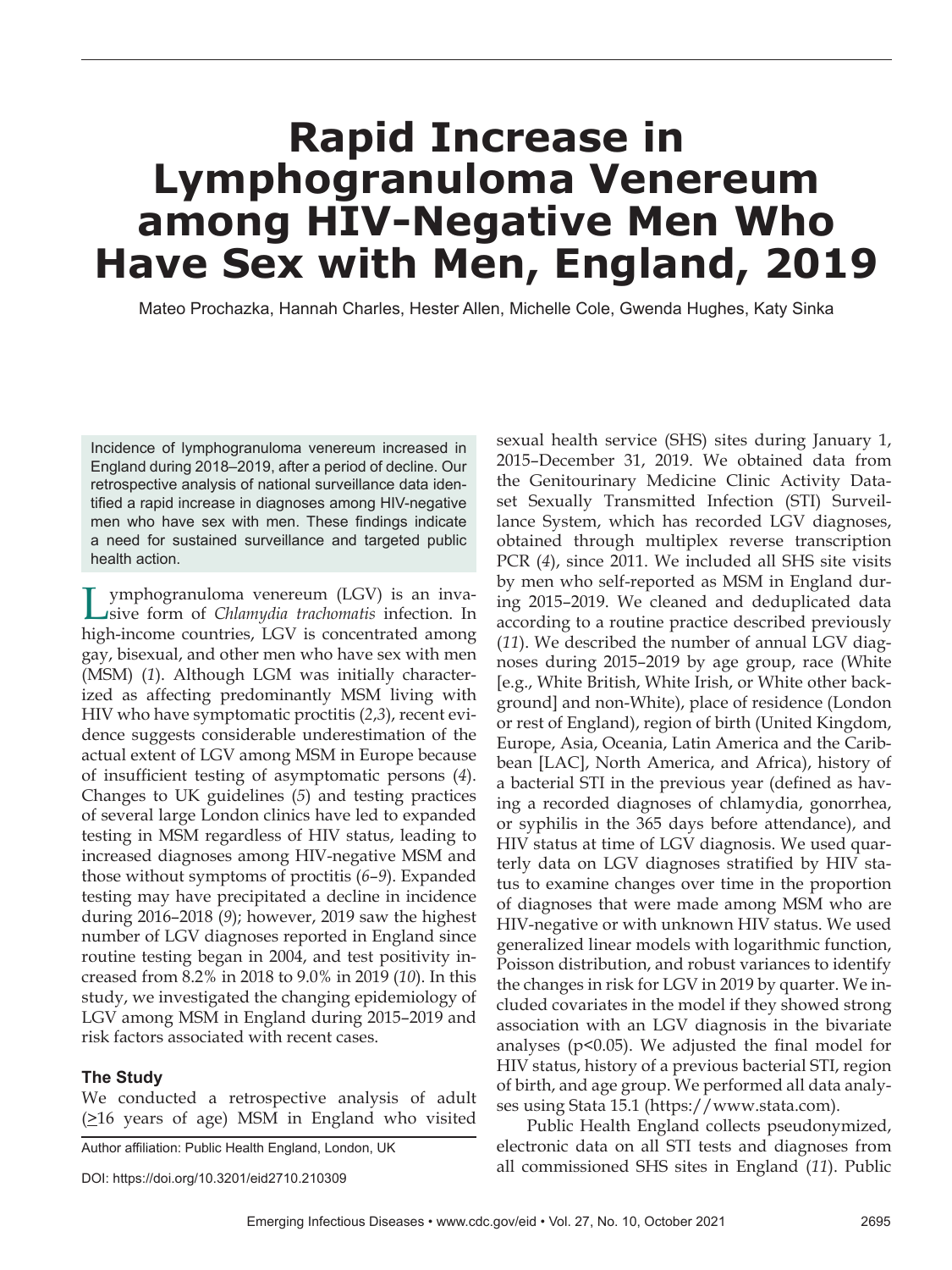# Rapid Increase in Lymphogranuloma Venereum among HIV-Negative Men Who Have Sex with Men, England, 2019

Mateo Prochazka, Hannah Charles, Hester Allen, Michelle Cole, Gwenda Hughes, Katy Sinka

Incidence of lymphogranuloma venereum increased in England during 2018–2019, after a period of decline. Our retrospective analysis of national surveillance data identified a rapid increase in diagnoses among HIV-negative men who have sex with men. These findings indicate a need for sustained surveillance and targeted public health action.

Lymphogranuloma venereum (LGV) is an invasive form of *Chlamydia trachomatis* infection. In high-income countries, LGV is concentrated among gay, bisexual, and other men who have sex with men (MSM) (*1*). Although LGM was initially characterized as affecting predominantly MSM living with HIV who have symptomatic proctitis (*2*,*3*), recent evidence suggests considerable underestimation of the actual extent of LGV among MSM in Europe because of insufficient testing of asymptomatic persons (*4*). Changes to UK guidelines (*5*) and testing practices of several large London clinics have led to expanded testing in MSM regardless of HIV status, leading to increased diagnoses among HIV-negative MSM and those without symptoms of proctitis (*6*–*9*). Expanded testing may have precipitated a decline in incidence during 2016–2018 (*9*); however, 2019 saw the highest number of LGV diagnoses reported in England since routine testing began in 2004, and test positivity increased from 8.2% in 2018 to 9.0% in 2019 (*10*). In this study, we investigated the changing epidemiology of LGV among MSM in England during 2015–2019 and risk factors associated with recent cases.

## The Study

We conducted a retrospective analysis of adult (≥16 years of age) MSM in England who visited sexual health service (SHS) sites during January 1, 2015–December 31, 2019. We obtained data from the Genitourinary Medicine Clinic Activity Dataset Sexually Transmitted Infection (STI) Surveillance System, which has recorded LGV diagnoses, obtained through multiplex reverse transcription PCR (*4*), since 2011. We included all SHS site visits by men who self-reported as MSM in England during 2015–2019. We cleaned and deduplicated data according to a routine practice described previously (*11*). We described the number of annual LGV diagnoses during 2015–2019 by age group, race (White [e.g., White British, White Irish, or White other background] and non-White), place of residence (London or rest of England), region of birth (United Kingdom, Europe, Asia, Oceania, Latin America and the Caribbean [LAC], North America, and Africa), history of a bacterial STI in the previous year (defined as having a recorded diagnoses of chlamydia, gonorrhea, or syphilis in the 365 days before attendance), and HIV status at time of LGV diagnosis. We used quarterly data on LGV diagnoses stratified by HIV status to examine changes over time in the proportion of diagnoses that were made among MSM who are HIV-negative or with unknown HIV status. We used generalized linear models with logarithmic function, Poisson distribution, and robust variances to identify the changes in risk for LGV in 2019 by quarter. We included covariates in the model if they showed strong association with an LGV diagnosis in the bivariate analyses ($p<0.05$). We adjusted the final model for HIV status, history of a previous bacterial STI, region of birth, and age group. We performed all data analyses using Stata 15.1 (https://www.stata.com).

Public Health England collects pseudonymized, electronic data on all STI tests and diagnoses from all commissioned SHS sites in England (*11*). Public

Author affiliation: Public Health England, London, UK

DOI: https://doi.org/10.3201/eid2710.210309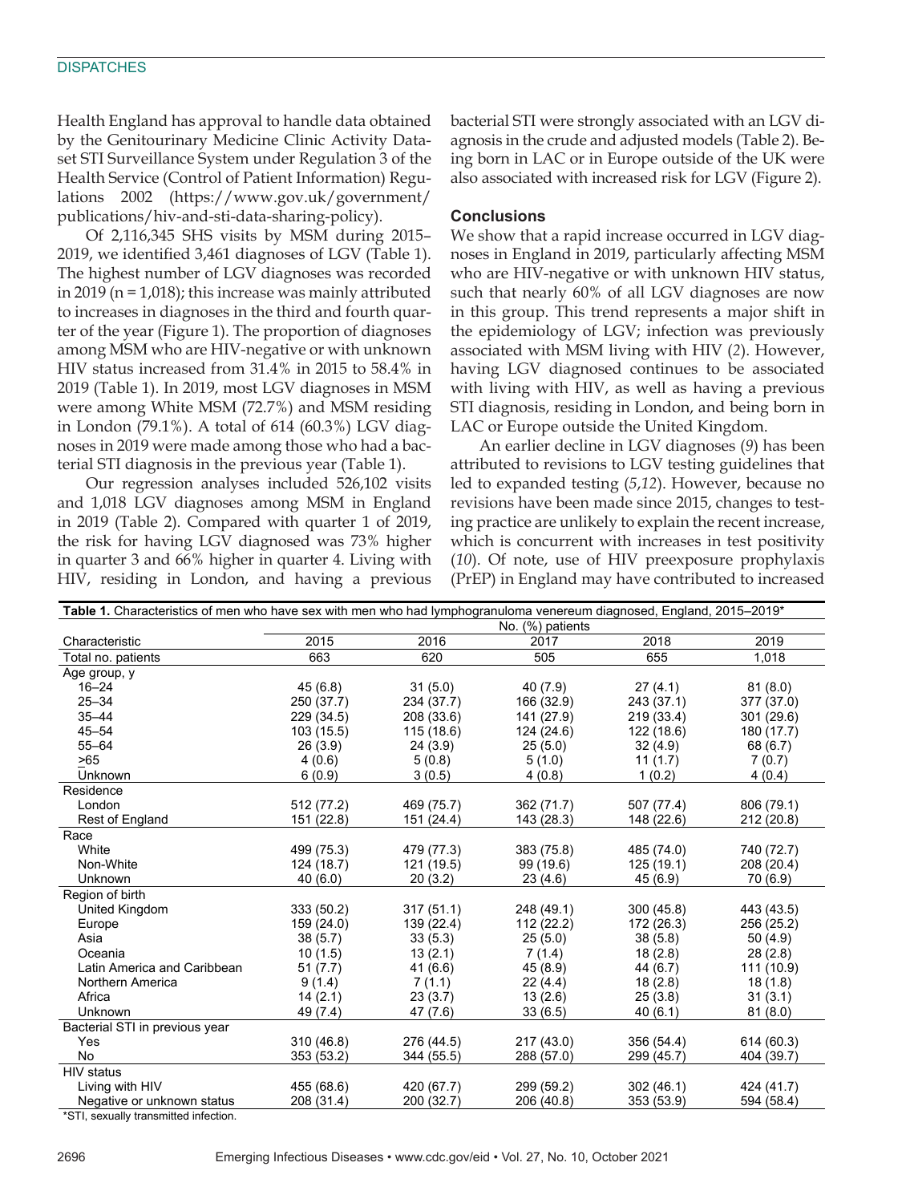Health England has approval to handle data obtained by the Genitourinary Medicine Clinic Activity Dataset STI Surveillance System under Regulation 3 of the Health Service (Control of Patient Information) Regulations 2002 (https://www.gov.uk/government/publications/hiv-and-sti-data-sharing-policy).

Of 2,116,345 SHS visits by MSM during 2015–2019, we identified 3,461 diagnoses of LGV (Table 1). The highest number of LGV diagnoses was recorded in 2019 (n = 1,018); this increase was mainly attributed to increases in diagnoses in the third and fourth quarter of the year (Figure 1). The proportion of diagnoses among MSM who are HIV-negative or with unknown HIV status increased from 31.4% in 2015 to 58.4% in 2019 (Table 1). In 2019, most LGV diagnoses in MSM were among White MSM (72.7%) and MSM residing in London (79.1%). A total of 614 (60.3%) LGV diagnoses in 2019 were made among those who had a bacterial STI diagnosis in the previous year (Table 1).

Our regression analyses included 526,102 visits and 1,018 LGV diagnoses among MSM in England in 2019 (Table 2). Compared with quarter 1 of 2019, the risk for having LGV diagnosed was 73% higher in quarter 3 and 66% higher in quarter 4. Living with HIV, residing in London, and having a previous bacterial STI were strongly associated with an LGV diagnosis in the crude and adjusted models (Table 2). Being born in LAC or in Europe outside of the UK were also associated with increased risk for LGV (Figure 2).

### Conclusions

We show that a rapid increase occurred in LGV diagnoses in England in 2019, particularly affecting MSM who are HIV-negative or with unknown HIV status, such that nearly 60% of all LGV diagnoses are now in this group. This trend represents a major shift in the epidemiology of LGV; infection was previously associated with MSM living with HIV (*2*). However, having LGV diagnosed continues to be associated with living with HIV, as well as having a previous STI diagnosis, residing in London, and being born in LAC or Europe outside the United Kingdom.

An earlier decline in LGV diagnoses (*9*) has been attributed to revisions to LGV testing guidelines that led to expanded testing (*5*,*12*). However, because no revisions have been made since 2015, changes to testing practice are unlikely to explain the recent increase, which is concurrent with increases in test positivity (*10*). Of note, use of HIV preexposure prophylaxis (PrEP) in England may have contributed to increased

**Table 1.** Characteristics of men who have sex with men who had lymphogranuloma venereum diagnosed, England, 2015–2019*

| Characteristic | No. (%) patients | | | | |
|---|---|---|---|---|---|
| | 2015 | 2016 | 2017 | 2018 | 2019 |
| Total no. patients | 663 | 620 | 505 | 655 | 1,018 |
| Age group, y | | | | | |
| 16–24 | 45 (6.8) | 31 (5.0) | 40 (7.9) | 27 (4.1) | 81 (8.0) |
| 25–34 | 250 (37.7) | 234 (37.7) | 166 (32.9) | 243 (37.1) | 377 (37.0) |
| 35–44 | 229 (34.5) | 208 (33.6) | 141 (27.9) | 219 (33.4) | 301 (29.6) |
| 45–54 | 103 (15.5) | 115 (18.6) | 124 (24.6) | 122 (18.6) | 180 (17.7) |
| 55–64 | 26 (3.9) | 24 (3.9) | 25 (5.0) | 32 (4.9) | 68 (6.7) |
| ≥65 | 4 (0.6) | 5 (0.8) | 5 (1.0) | 11 (1.7) | 7 (0.7) |
| Unknown | 6 (0.9) | 3 (0.5) | 4 (0.8) | 1 (0.2) | 4 (0.4) |
| Residence | | | | | |
| London | 512 (77.2) | 469 (75.7) | 362 (71.7) | 507 (77.4) | 806 (79.1) |
| Rest of England | 151 (22.8) | 151 (24.4) | 143 (28.3) | 148 (22.6) | 212 (20.8) |
| Race | | | | | |
| White | 499 (75.3) | 479 (77.3) | 383 (75.8) | 485 (74.0) | 740 (72.7) |
| Non-White | 124 (18.7) | 121 (19.5) | 99 (19.6) | 125 (19.1) | 208 (20.4) |
| Unknown | 40 (6.0) | 20 (3.2) | 23 (4.6) | 45 (6.9) | 70 (6.9) |
| Region of birth | | | | | |
| United Kingdom | 333 (50.2) | 317 (51.1) | 248 (49.1) | 300 (45.8) | 443 (43.5) |
| Europe | 159 (24.0) | 139 (22.4) | 112 (22.2) | 172 (26.3) | 256 (25.2) |
| Asia | 38 (5.7) | 33 (5.3) | 25 (5.0) | 38 (5.8) | 50 (4.9) |
| Oceania | 10 (1.5) | 13 (2.1) | 7 (1.4) | 18 (2.8) | 28 (2.8) |
| Latin America and Caribbean | 51 (7.7) | 41 (6.6) | 45 (8.9) | 44 (6.7) | 111 (10.9) |
| Northern America | 9 (1.4) | 7 (1.1) | 22 (4.4) | 18 (2.8) | 18 (1.8) |
| Africa | 14 (2.1) | 23 (3.7) | 13 (2.6) | 25 (3.8) | 31 (3.1) |
| Unknown | 49 (7.4) | 47 (7.6) | 33 (6.5) | 40 (6.1) | 81 (8.0) |
| Bacterial STI in previous year | | | | | |
| Yes | 310 (46.8) | 276 (44.5) | 217 (43.0) | 356 (54.4) | 614 (60.3) |
| No | 353 (53.2) | 344 (55.5) | 288 (57.0) | 299 (45.7) | 404 (39.7) |
| HIV status | | | | | |
| Living with HIV | 455 (68.6) | 420 (67.7) | 299 (59.2) | 302 (46.1) | 424 (41.7) |
| Negative or unknown status | 208 (31.4) | 200 (32.7) | 206 (40.8) | 353 (53.9) | 594 (58.4) |

*STI, sexually transmitted infection.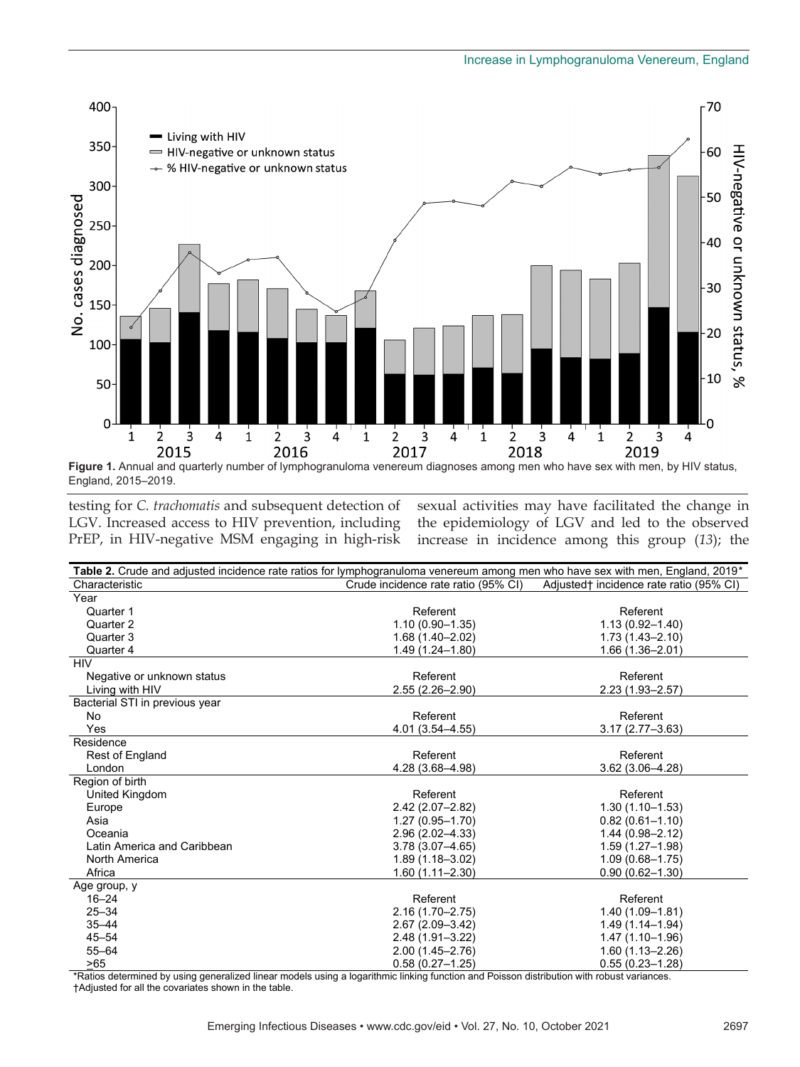400
350
300
250
200
150
100
50
0

No. cases diagnosed

Living with HIV
HIV-negative or unknown status
% HIV-negative or unknown status

70
60
50
40
30
20
10
0

HIV-negative or unknown status, %

1 2 3 4 1 2 3 4 1 2 3 4 1 2 3 4 1 2 3 4
2015 2016 2017 2018 2019

**Figure 1.** Annual and quarterly number of lymphogranuloma venereum diagnoses among men who have sex with men, by HIV status, England, 2015–2019.

testing for *C. trachomatis* and subsequent detection of LGV. Increased access to HIV prevention, including PrEP, in HIV-negative MSM engaging in high-risk sexual activities may have facilitated the change in the epidemiology of LGV and led to the observed increase in incidence among this group (*13*); the

**Table 2.** Crude and adjusted incidence rate ratios for lymphogranuloma venereum among men who have sex with men, England, 2019*

| Characteristic | Crude incidence rate ratio (95% CI) | Adjusted† incidence rate ratio (95% CI) |
|---|---|---|
| Year | | |
| Quarter 1 | Referent | Referent |
| Quarter 2 | 1.10 (0.90–1.35) | 1.13 (0.92–1.40) |
| Quarter 3 | 1.68 (1.40–2.02) | 1.73 (1.43–2.10) |
| Quarter 4 | 1.49 (1.24–1.80) | 1.66 (1.36–2.01) |
| HIV | | |
| Negative or unknown status | Referent | Referent |
| Living with HIV | 2.55 (2.26–2.90) | 2.23 (1.93–2.57) |
| Bacterial STI in previous year | | |
| No | Referent | Referent |
| Yes | 4.01 (3.54–4.55) | 3.17 (2.77–3.63) |
| Residence | | |
| Rest of England | Referent | Referent |
| London | 4.28 (3.68–4.98) | 3.62 (3.06–4.28) |
| Region of birth | | |
| United Kingdom | Referent | Referent |
| Europe | 2.42 (2.07–2.82) | 1.30 (1.10–1.53) |
| Asia | 1.27 (0.95–1.70) | 0.82 (0.61–1.10) |
| Oceania | 2.96 (2.02–4.33) | 1.44 (0.98–2.12) |
| Latin America and Caribbean | 3.78 (3.07–4.65) | 1.59 (1.27–1.98) |
| North America | 1.89 (1.18–3.02) | 1.09 (0.68–1.75) |
| Africa | 1.60 (1.11–2.30) | 0.90 (0.62–1.30) |
| Age group, y | | |
| 16–24 | Referent | Referent |
| 25–34 | 2.16 (1.70–2.75) | 1.40 (1.09–1.81) |
| 35–44 | 2.67 (2.09–3.42) | 1.49 (1.14–1.94) |
| 45–54 | 2.48 (1.91–3.22) | 1.47 (1.10–1.96) |
| 55–64 | 2.00 (1.45–2.76) | 1.60 (1.13–2.26) |
| ≥65 | 0.58 (0.27–1.25) | 0.55 (0.23–1.28) |

*Ratios determined by using generalized linear models using a logarithmic linking function and Poisson distribution with robust variances.
†Adjusted for all the covariates shown in the table.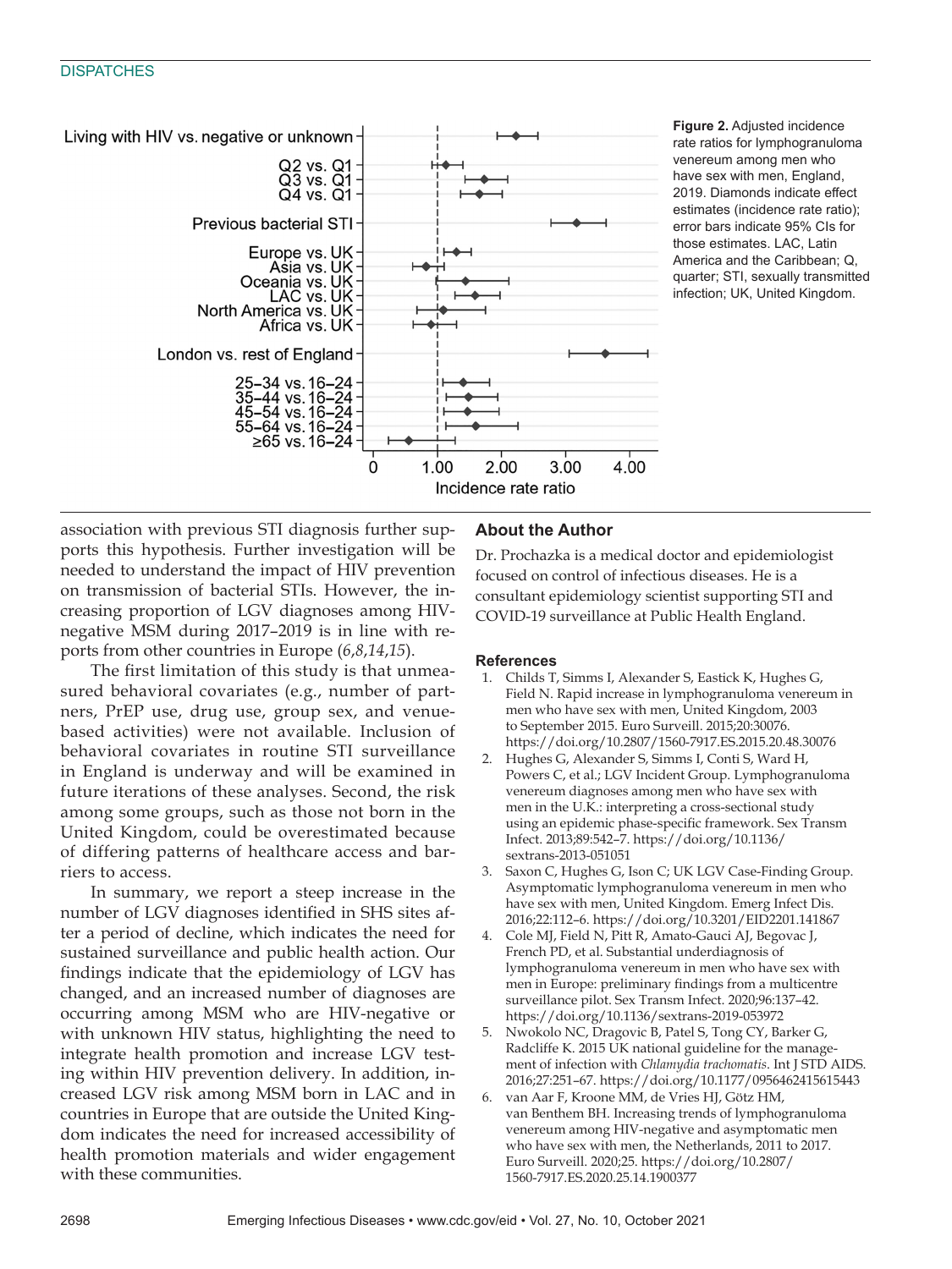Living with HIV vs. negative or unknown

Q2 vs. Q1
Q3 vs. Q1
Q4 vs. Q1

Previous bacterial STI

Europe vs. UK
Asia vs. UK
Oceania vs. UK
LAC vs. UK
North America vs. UK
Africa vs. UK

London vs. rest of England

25–34 vs. 16–24
35–44 vs. 16–24
45–54 vs. 16–24
55–64 vs. 16–24
≥65 vs. 16–24

0 1.00 2.00 3.00 4.00

Incidence rate ratio

**Figure 2.** Adjusted incidence rate ratios for lymphogranuloma venereum among men who have sex with men, England, 2019. Diamonds indicate effect estimates (incidence rate ratio); error bars indicate 95% CIs for those estimates. LAC, Latin America and the Caribbean; Q, quarter; STI, sexually transmitted infection; UK, United Kingdom.

association with previous STI diagnosis further supports this hypothesis. Further investigation will be needed to understand the impact of HIV prevention on transmission of bacterial STIs. However, the increasing proportion of LGV diagnoses among HIV-negative MSM during 2017–2019 is in line with reports from other countries in Europe (*6*,*8*,*14*,*15*).

The first limitation of this study is that unmeasured behavioral covariates (e.g., number of partners, PrEP use, drug use, group sex, and venue-based activities) were not available. Inclusion of behavioral covariates in routine STI surveillance in England is underway and will be examined in future iterations of these analyses. Second, the risk among some groups, such as those not born in the United Kingdom, could be overestimated because of differing patterns of healthcare access and barriers to access.

In summary, we report a steep increase in the number of LGV diagnoses identified in SHS sites after a period of decline, which indicates the need for sustained surveillance and public health action. Our findings indicate that the epidemiology of LGV has changed, and an increased number of diagnoses are occurring among MSM who are HIV-negative or with unknown HIV status, highlighting the need to integrate health promotion and increase LGV testing within HIV prevention delivery. In addition, increased LGV risk among MSM born in LAC and in countries in Europe that are outside the United Kingdom indicates the need for increased accessibility of health promotion materials and wider engagement with these communities.

## About the Author

Dr. Prochazka is a medical doctor and epidemiologist focused on control of infectious diseases. He is a consultant epidemiology scientist supporting STI and COVID-19 surveillance at Public Health England.

### References

1. Childs T, Simms I, Alexander S, Eastick K, Hughes G, Field N. Rapid increase in lymphogranuloma venereum in men who have sex with men, United Kingdom, 2003 to September 2015. Euro Surveill. 2015;20:30076. https://doi.org/10.2807/1560-7917.ES.2015.20.48.30076
2. Hughes G, Alexander S, Simms I, Conti S, Ward H, Powers C, et al.; LGV Incident Group. Lymphogranuloma venereum diagnoses among men who have sex with men in the U.K.: interpreting a cross-sectional study using an epidemic phase-specific framework. Sex Transm Infect. 2013;89:542–7. https://doi.org/10.1136/sextrans-2013-051051
3. Saxon C, Hughes G, Ison C; UK LGV Case-Finding Group. Asymptomatic lymphogranuloma venereum in men who have sex with men, United Kingdom. Emerg Infect Dis. 2016;22:112–6. https://doi.org/10.3201/EID2201.141867
4. Cole MJ, Field N, Pitt R, Amato-Gauci AJ, Begovac J, French PD, et al. Substantial underdiagnosis of lymphogranuloma venereum in men who have sex with men in Europe: preliminary findings from a multicentre surveillance pilot. Sex Transm Infect. 2020;96:137–42. https://doi.org/10.1136/sextrans-2019-053972
5. Nwokolo NC, Dragovic B, Patel S, Tong CY, Barker G, Radcliffe K. 2015 UK national guideline for the management of infection with *Chlamydia trachomatis*. Int J STD AIDS. 2016;27:251–67. https://doi.org/10.1177/0956462415615443
6. van Aar F, Kroone MM, de Vries HJ, Götz HM, van Benthem BH. Increasing trends of lymphogranuloma venereum among HIV-negative and asymptomatic men who have sex with men, the Netherlands, 2011 to 2017. Euro Surveill. 2020;25. https://doi.org/10.2807/1560-7917.ES.2020.25.14.1900377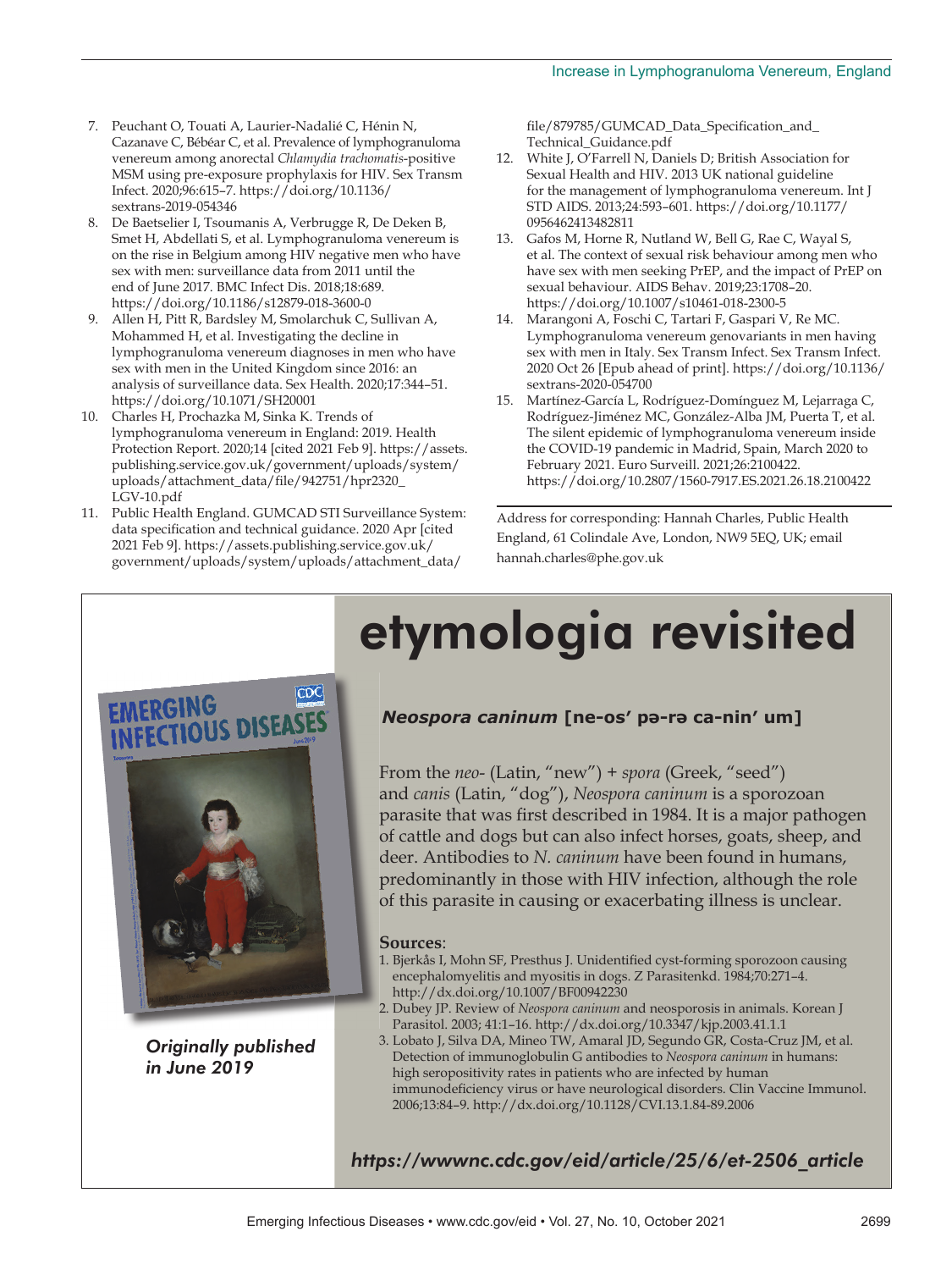7. Peuchant O, Touati A, Laurier-Nadalié C, Hénin N, Cazanave C, Bébéar C, et al. Prevalence of lymphogranuloma venereum among anorectal *Chlamydia trachomatis*-positive MSM using pre-exposure prophylaxis for HIV. Sex Transm Infect. 2020;96:615–7. https://doi.org/10.1136/sextrans-2019-054346
8. De Baetselier I, Tsoumanis A, Verbrugge R, De Deken B, Smet H, Abdellati S, et al. Lymphogranuloma venereum is on the rise in Belgium among HIV negative men who have sex with men: surveillance data from 2011 until the end of June 2017. BMC Infect Dis. 2018;18:689. https://doi.org/10.1186/s12879-018-3600-0
9. Allen H, Pitt R, Bardsley M, Smolarchuk C, Sullivan A, Mohammed H, et al. Investigating the decline in lymphogranuloma venereum diagnoses in men who have sex with men in the United Kingdom since 2016: an analysis of surveillance data. Sex Health. 2020;17:344–51. https://doi.org/10.1071/SH20001
10. Charles H, Prochazka M, Sinka K. Trends of lymphogranuloma venereum in England: 2019. Health Protection Report. 2020;14 [cited 2021 Feb 9]. https://assets.publishing.service.gov.uk/government/uploads/system/uploads/attachment_data/file/942751/hpr2320_LGV-10.pdf
11. Public Health England. GUMCAD STI Surveillance System: data specification and technical guidance. 2020 Apr [cited 2021 Feb 9]. https://assets.publishing.service.gov.uk/government/uploads/system/uploads/attachment_data/file/879785/GUMCAD_Data_Specification_and_Technical_Guidance.pdf
12. White J, O'Farrell N, Daniels D; British Association for Sexual Health and HIV. 2013 UK national guideline for the management of lymphogranuloma venereum. Int J STD AIDS. 2013;24:593–601. https://doi.org/10.1177/0956462413482811
13. Gafos M, Horne R, Nutland W, Bell G, Rae C, Wayal S, et al. The context of sexual risk behaviour among men who have sex with men seeking PrEP, and the impact of PrEP on sexual behaviour. AIDS Behav. 2019;23:1708–20. https://doi.org/10.1007/s10461-018-2300-5
14. Marangoni A, Foschi C, Tartari F, Gaspari V, Re MC. Lymphogranuloma venereum genovariants in men having sex with men in Italy. Sex Transm Infect. Sex Transm Infect. 2020 Oct 26 [Epub ahead of print]. https://doi.org/10.1136/sextrans-2020-054700
15. Martínez-García L, Rodríguez-Domínguez M, Lejarraga C, Rodríguez-Jiménez MC, González-Alba JM, Puerta T, et al. The silent epidemic of lymphogranuloma venereum inside the COVID-19 pandemic in Madrid, Spain, March 2020 to February 2021. Euro Surveill. 2021;26:2100422. https://doi.org/10.2807/1560-7917.ES.2021.26.18.2100422

Address for corresponding: Hannah Charles, Public Health England, 61 Colindale Ave, London, NW9 5EQ, UK; email hannah.charles@phe.gov.uk

# etymologia revisited

EMERGING INFECTIOUS DISEASES

*Originally published in June 2019*

### *Neospora caninum* [ne-os′ pə-rə ca-nin′ um]

From the *neo-* (Latin, "new") + *spora* (Greek, "seed") and *canis* (Latin, "dog"), *Neospora caninum* is a sporozoan parasite that was first described in 1984. It is a major pathogen of cattle and dogs but can also infect horses, goats, sheep, and deer. Antibodies to *N. caninum* have been found in humans, predominantly in those with HIV infection, although the role of this parasite in causing or exacerbating illness is unclear.

**Sources**:

1. Bjerkås I, Mohn SF, Presthus J. Unidentified cyst-forming sporozoon causing encephalomyelitis and myositis in dogs. Z Parasitenkd. 1984;70:271–4. http://dx.doi.org/10.1007/BF00942230
2. Dubey JP. Review of *Neospora caninum* and neosporosis in animals. Korean J Parasitol. 2003; 41:1–16. http://dx.doi.org/10.3347/kjp.2003.41.1.1
3. Lobato J, Silva DA, Mineo TW, Amaral JD, Segundo GR, Costa-Cruz JM, et al. Detection of immunoglobulin G antibodies to *Neospora caninum* in humans: high seropositivity rates in patients who are infected by human immunodeficiency virus or have neurological disorders. Clin Vaccine Immunol. 2006;13:84–9. http://dx.doi.org/10.1128/CVI.13.1.84-89.2006

***https://wwwnc.cdc.gov/eid/article/25/6/et-2506_article***